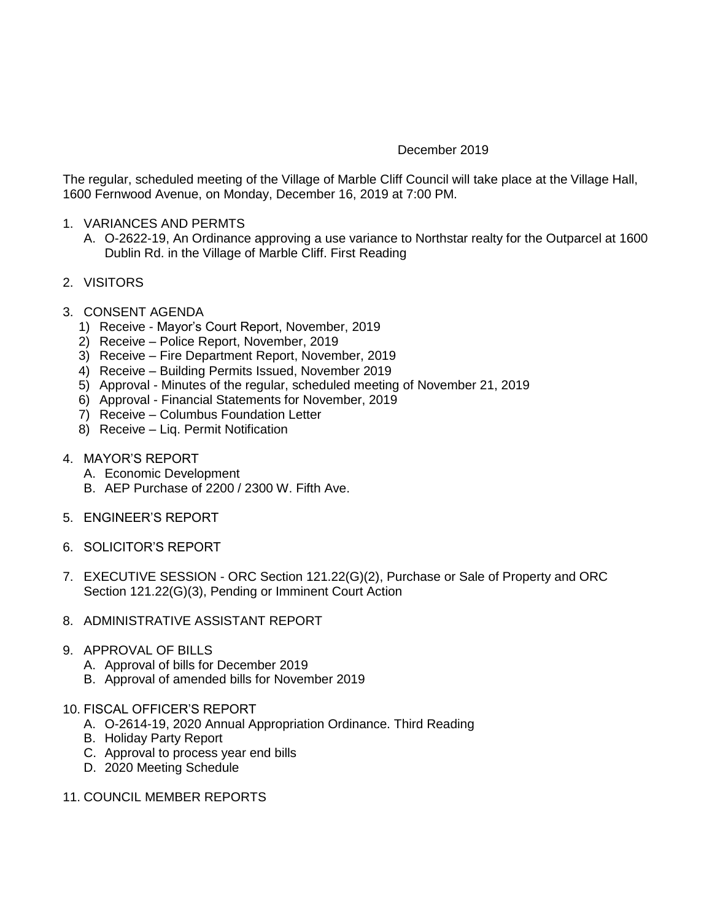December 2019

The regular, scheduled meeting of the Village of Marble Cliff Council will take place at the Village Hall, 1600 Fernwood Avenue, on Monday, December 16, 2019 at 7:00 PM.

1. VARIANCES AND PERMTS
   A. O-2622-19, An Ordinance approving a use variance to Northstar realty for the Outparcel at 1600 Dublin Rd. in the Village of Marble Cliff. First Reading

2. VISITORS

3. CONSENT AGENDA
   1) Receive - Mayor's Court Report, November, 2019
   2) Receive – Police Report, November, 2019
   3) Receive – Fire Department Report, November, 2019
   4) Receive – Building Permits Issued, November 2019
   5) Approval - Minutes of the regular, scheduled meeting of November 21, 2019
   6) Approval - Financial Statements for November, 2019
   7) Receive – Columbus Foundation Letter
   8) Receive – Liq. Permit Notification

4. MAYOR'S REPORT
   A. Economic Development
   B. AEP Purchase of 2200 / 2300 W. Fifth Ave.

5. ENGINEER'S REPORT

6. SOLICITOR'S REPORT

7. EXECUTIVE SESSION - ORC Section 121.22(G)(2), Purchase or Sale of Property and ORC Section 121.22(G)(3), Pending or Imminent Court Action

8. ADMINISTRATIVE ASSISTANT REPORT

9. APPROVAL OF BILLS
   A. Approval of bills for December 2019
   B. Approval of amended bills for November 2019

10. FISCAL OFFICER'S REPORT
    A. O-2614-19, 2020 Annual Appropriation Ordinance. Third Reading
    B. Holiday Party Report
    C. Approval to process year end bills
    D. 2020 Meeting Schedule

11. COUNCIL MEMBER REPORTS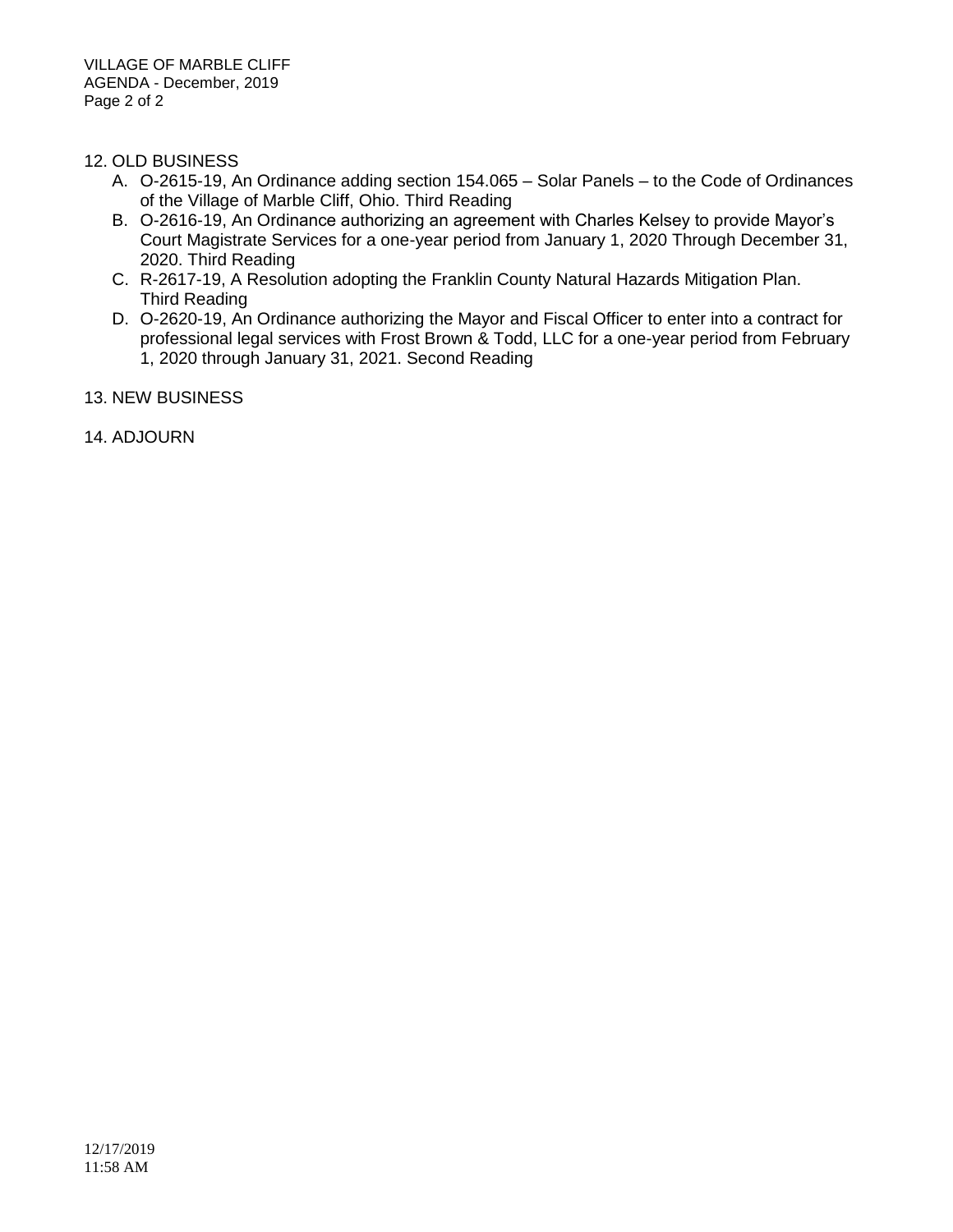12. OLD BUSINESS
    A. O-2615-19, An Ordinance adding section 154.065 – Solar Panels – to the Code of Ordinances of the Village of Marble Cliff, Ohio. Third Reading
    B. O-2616-19, An Ordinance authorizing an agreement with Charles Kelsey to provide Mayor's Court Magistrate Services for a one-year period from January 1, 2020 Through December 31, 2020. Third Reading
    C. R-2617-19, A Resolution adopting the Franklin County Natural Hazards Mitigation Plan. Third Reading
    D. O-2620-19, An Ordinance authorizing the Mayor and Fiscal Officer to enter into a contract for professional legal services with Frost Brown & Todd, LLC for a one-year period from February 1, 2020 through January 31, 2021. Second Reading

13. NEW BUSINESS

14. ADJOURN

12/17/2019
11:58 AM